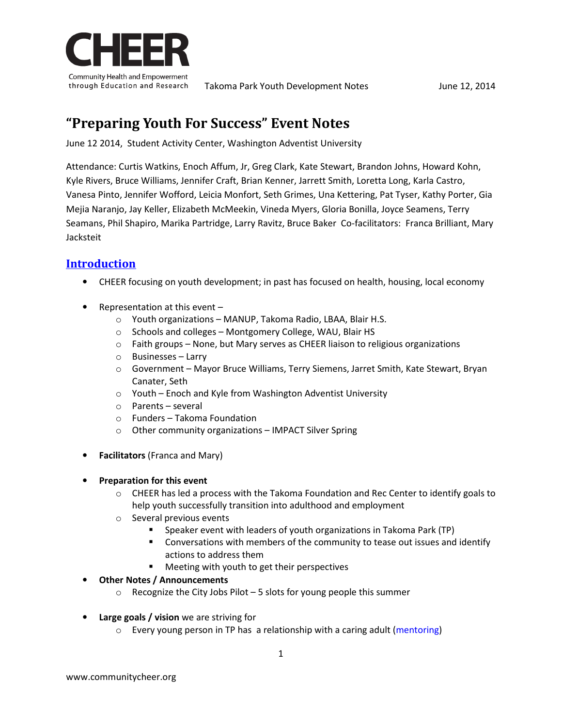# "Preparing Youth For Success" Event Notes

June 12 2014, Student Activity Center, Washington Adventist University

Attendance: Curtis Watkins, Enoch Affum, Jr, Greg Clark, Kate Stewart, Brandon Johns, Howard Kohn, Kyle Rivers, Bruce Williams, Jennifer Craft, Brian Kenner, Jarrett Smith, Loretta Long, Karla Castro, Vanesa Pinto, Jennifer Wofford, Leicia Monfort, Seth Grimes, Una Kettering, Pat Tyser, Kathy Porter, Gia Mejia Naranjo, Jay Keller, Elizabeth McMeekin, Vineda Myers, Gloria Bonilla, Joyce Seamens, Terry Seamans, Phil Shapiro, Marika Partridge, Larry Ravitz, Bruce Baker Co-facilitators: Franca Brilliant, Mary Jacksteit

## Introduction

- CHEER focusing on youth development; in past has focused on health, housing, local economy

- Representation at this event –
  - Youth organizations – MANUP, Takoma Radio, LBAA, Blair H.S.
  - Schools and colleges – Montgomery College, WAU, Blair HS
  - Faith groups – None, but Mary serves as CHEER liaison to religious organizations
  - Businesses – Larry
  - Government – Mayor Bruce Williams, Terry Siemens, Jarret Smith, Kate Stewart, Bryan Canater, Seth
  - Youth – Enoch and Kyle from Washington Adventist University
  - Parents – several
  - Funders – Takoma Foundation
  - Other community organizations – IMPACT Silver Spring

- **Facilitators** (Franca and Mary)

- **Preparation for this event**
  - CHEER has led a process with the Takoma Foundation and Rec Center to identify goals to help youth successfully transition into adulthood and employment
  - Several previous events
    - Speaker event with leaders of youth organizations in Takoma Park (TP)
    - Conversations with members of the community to tease out issues and identify actions to address them
    - Meeting with youth to get their perspectives
- **Other Notes / Announcements**
  - Recognize the City Jobs Pilot – 5 slots for young people this summer

- **Large goals / vision** we are striving for
  - Every young person in TP has a relationship with a caring adult (mentoring)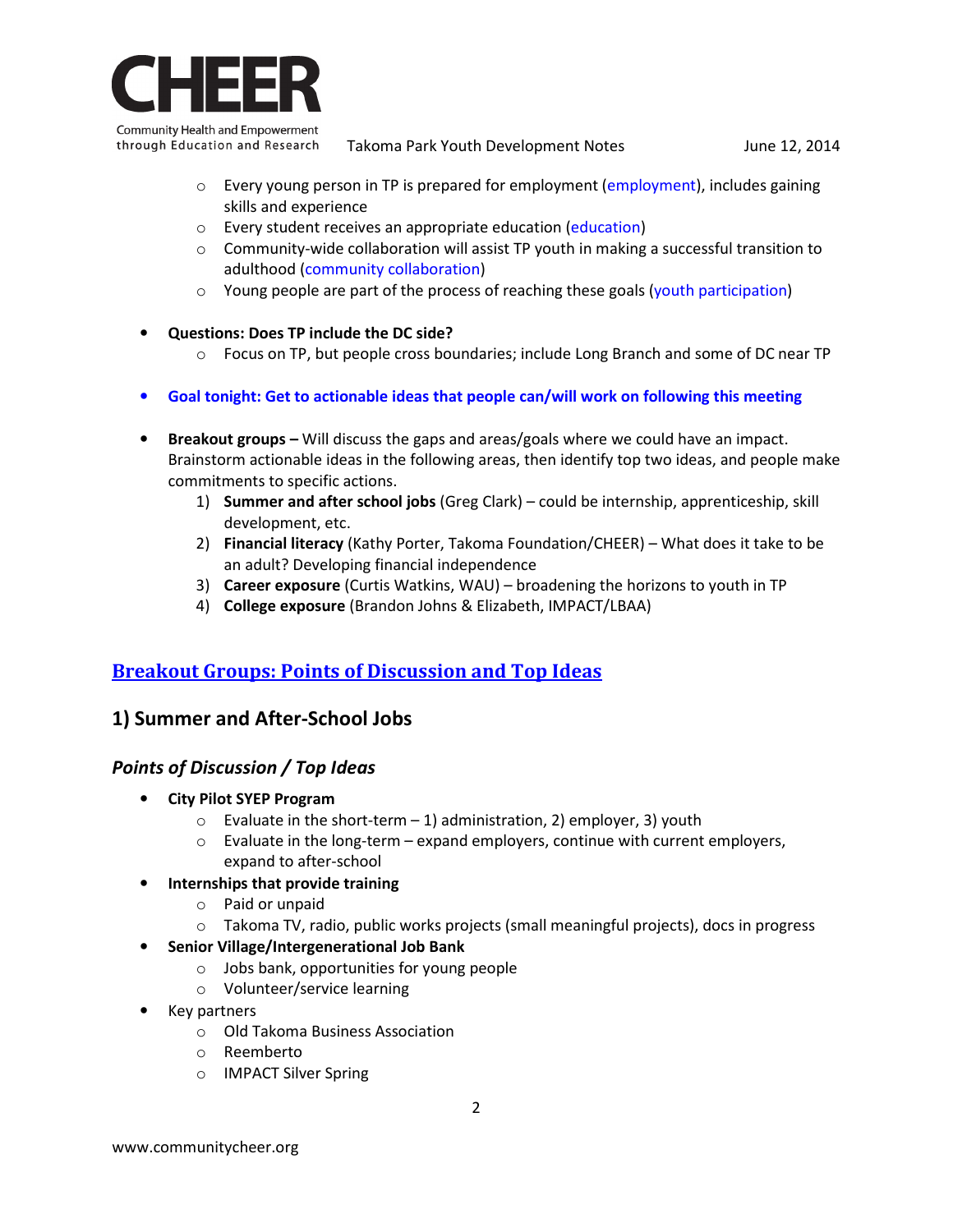- Every young person in TP is prepared for employment (employment), includes gaining skills and experience
  - Every student receives an appropriate education (education)
  - Community-wide collaboration will assist TP youth in making a successful transition to adulthood (community collaboration)
  - Young people are part of the process of reaching these goals (youth participation)

- **Questions: Does TP include the DC side?**
  - Focus on TP, but people cross boundaries; include Long Branch and some of DC near TP

- **Goal tonight: Get to actionable ideas that people can/will work on following this meeting**

- **Breakout groups –** Will discuss the gaps and areas/goals where we could have an impact. Brainstorm actionable ideas in the following areas, then identify top two ideas, and people make commitments to specific actions.
  1) **Summer and after school jobs** (Greg Clark) – could be internship, apprenticeship, skill development, etc.
  2) **Financial literacy** (Kathy Porter, Takoma Foundation/CHEER) – What does it take to be an adult? Developing financial independence
  3) **Career exposure** (Curtis Watkins, WAU) – broadening the horizons to youth in TP
  4) **College exposure** (Brandon Johns & Elizabeth, IMPACT/LBAA)

## Breakout Groups: Points of Discussion and Top Ideas

### 1) Summer and After-School Jobs

#### *Points of Discussion / Top Ideas*

- **City Pilot SYEP Program**
  - Evaluate in the short-term – 1) administration, 2) employer, 3) youth
  - Evaluate in the long-term – expand employers, continue with current employers, expand to after-school
- **Internships that provide training**
  - Paid or unpaid
  - Takoma TV, radio, public works projects (small meaningful projects), docs in progress
- **Senior Village/Intergenerational Job Bank**
  - Jobs bank, opportunities for young people
  - Volunteer/service learning
- Key partners
  - Old Takoma Business Association
  - Reemberto
  - IMPACT Silver Spring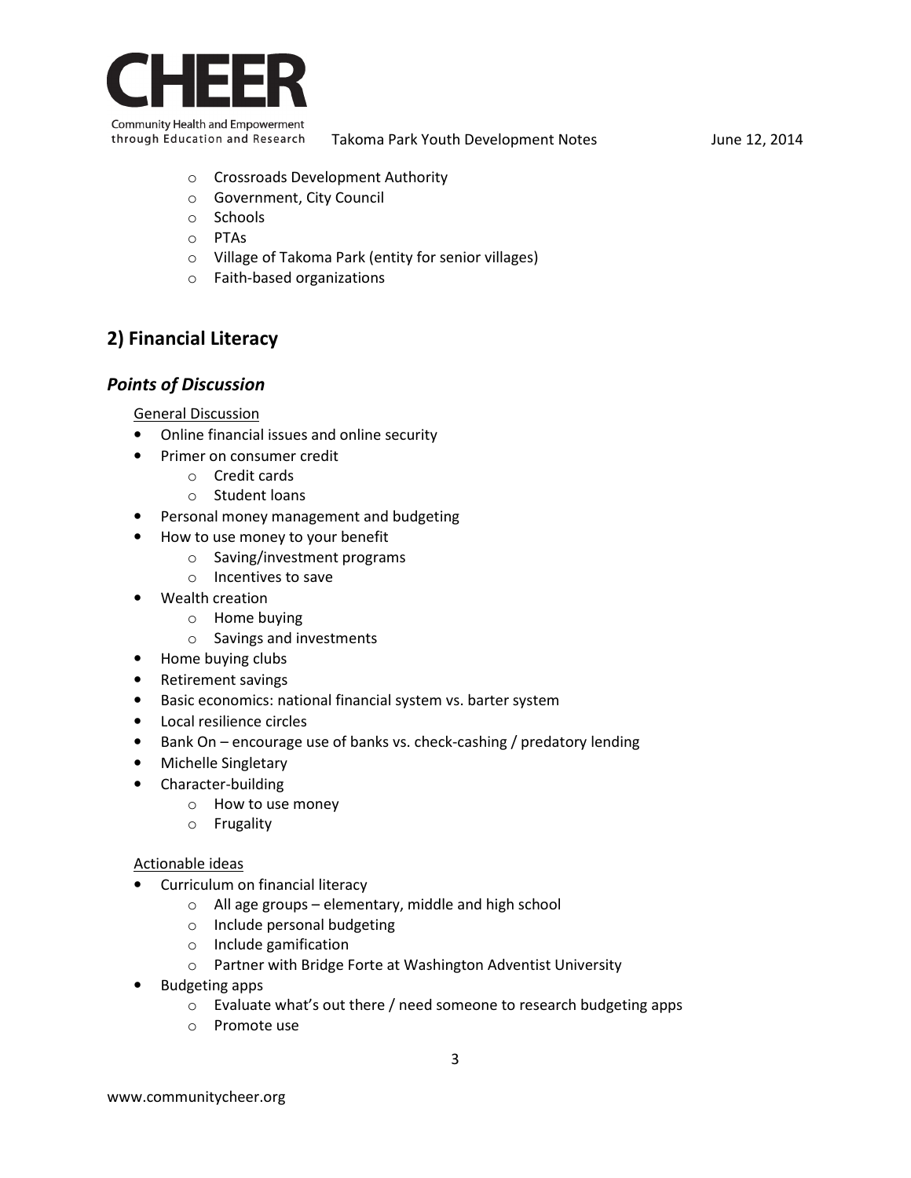- Crossroads Development Authority
    - Government, City Council
    - Schools
    - PTAs
    - Village of Takoma Park (entity for senior villages)
    - Faith-based organizations

## 2) Financial Literacy

### *Points of Discussion*

General Discussion

- Online financial issues and online security
- Primer on consumer credit
    - Credit cards
    - Student loans
- Personal money management and budgeting
- How to use money to your benefit
    - Saving/investment programs
    - Incentives to save
- Wealth creation
    - Home buying
    - Savings and investments
- Home buying clubs
- Retirement savings
- Basic economics: national financial system vs. barter system
- Local resilience circles
- Bank On – encourage use of banks vs. check-cashing / predatory lending
- Michelle Singletary
- Character-building
    - How to use money
    - Frugality

Actionable ideas

- Curriculum on financial literacy
    - All age groups – elementary, middle and high school
    - Include personal budgeting
    - Include gamification
    - Partner with Bridge Forte at Washington Adventist University
- Budgeting apps
    - Evaluate what's out there / need someone to research budgeting apps
    - Promote use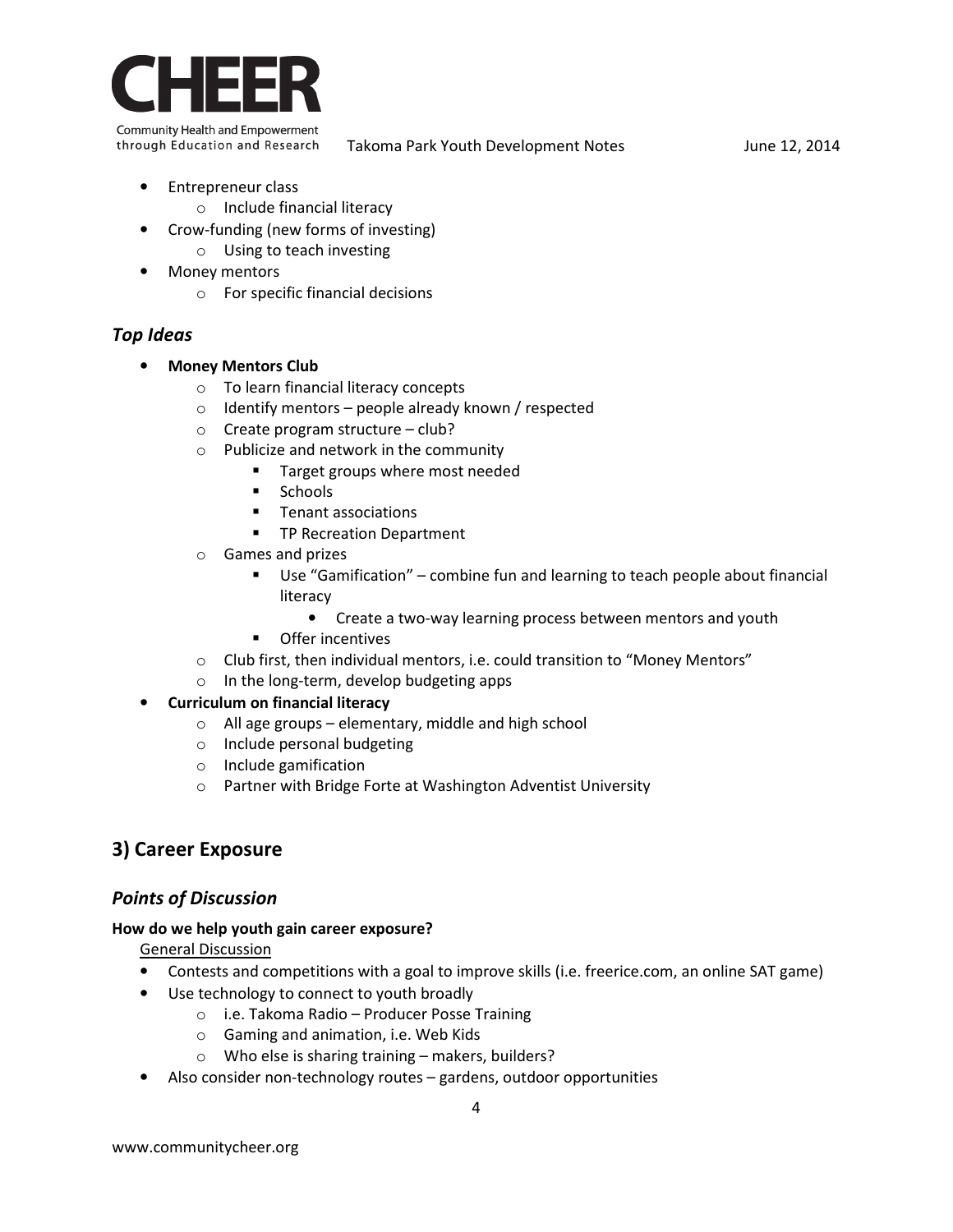- Entrepreneur class
  - Include financial literacy
- Crow-funding (new forms of investing)
  - Using to teach investing
- Money mentors
  - For specific financial decisions

### *Top Ideas*

- **Money Mentors Club**
  - To learn financial literacy concepts
  - Identify mentors – people already known / respected
  - Create program structure – club?
  - Publicize and network in the community
    - Target groups where most needed
    - Schools
    - Tenant associations
    - TP Recreation Department
  - Games and prizes
    - Use "Gamification" – combine fun and learning to teach people about financial literacy
      - Create a two-way learning process between mentors and youth
    - Offer incentives
  - Club first, then individual mentors, i.e. could transition to "Money Mentors"
  - In the long-term, develop budgeting apps
- **Curriculum on financial literacy**
  - All age groups – elementary, middle and high school
  - Include personal budgeting
  - Include gamification
  - Partner with Bridge Forte at Washington Adventist University

## 3) Career Exposure

### *Points of Discussion*

**How do we help youth gain career exposure?**

General Discussion

- Contests and competitions with a goal to improve skills (i.e. freerice.com, an online SAT game)
- Use technology to connect to youth broadly
  - i.e. Takoma Radio – Producer Posse Training
  - Gaming and animation, i.e. Web Kids
  - Who else is sharing training – makers, builders?
- Also consider non-technology routes – gardens, outdoor opportunities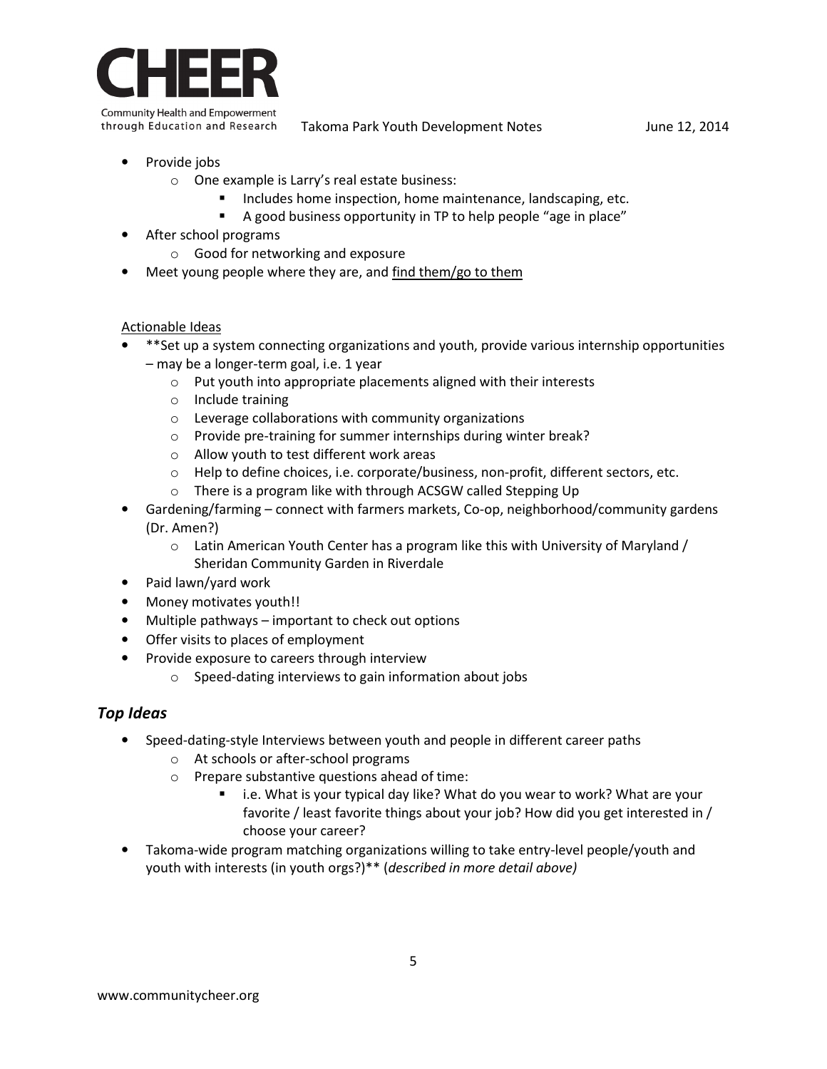- Provide jobs
  - One example is Larry's real estate business:
    - Includes home inspection, home maintenance, landscaping, etc.
    - A good business opportunity in TP to help people "age in place"
- After school programs
  - Good for networking and exposure
- Meet young people where they are, and <u>find them/go to them</u>

<u>Actionable Ideas</u>

- **Set up a system connecting organizations and youth, provide various internship opportunities – may be a longer-term goal, i.e. 1 year
  - Put youth into appropriate placements aligned with their interests
  - Include training
  - Leverage collaborations with community organizations
  - Provide pre-training for summer internships during winter break?
  - Allow youth to test different work areas
  - Help to define choices, i.e. corporate/business, non-profit, different sectors, etc.
  - There is a program like with through ACSGW called Stepping Up
- Gardening/farming – connect with farmers markets, Co-op, neighborhood/community gardens (Dr. Amen?)
  - Latin American Youth Center has a program like this with University of Maryland / Sheridan Community Garden in Riverdale
- Paid lawn/yard work
- Money motivates youth!!
- Multiple pathways – important to check out options
- Offer visits to places of employment
- Provide exposure to careers through interview
  - Speed-dating interviews to gain information about jobs

## *Top Ideas*

- Speed-dating-style Interviews between youth and people in different career paths
  - At schools or after-school programs
  - Prepare substantive questions ahead of time:
    - i.e. What is your typical day like? What do you wear to work? What are your favorite / least favorite things about your job? How did you get interested in / choose your career?
- Takoma-wide program matching organizations willing to take entry-level people/youth and youth with interests (in youth orgs?)** (*described in more detail above)*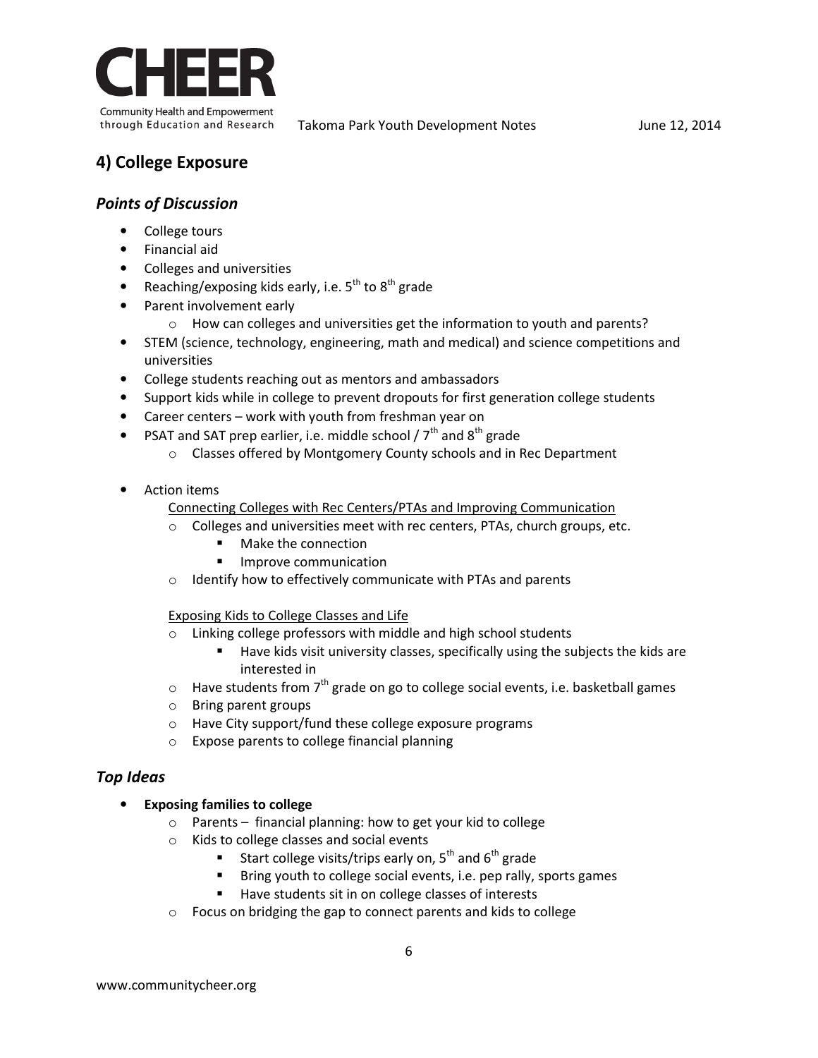## 4) College Exposure

### *Points of Discussion*

- College tours
- Financial aid
- Colleges and universities
- Reaching/exposing kids early, i.e. 5th to 8th grade
- Parent involvement early
  - How can colleges and universities get the information to youth and parents?
- STEM (science, technology, engineering, math and medical) and science competitions and universities
- College students reaching out as mentors and ambassadors
- Support kids while in college to prevent dropouts for first generation college students
- Career centers – work with youth from freshman year on
- PSAT and SAT prep earlier, i.e. middle school / 7th and 8th grade
  - Classes offered by Montgomery County schools and in Rec Department

- Action items

  Connecting Colleges with Rec Centers/PTAs and Improving Communication
  - Colleges and universities meet with rec centers, PTAs, church groups, etc.
    - Make the connection
    - Improve communication
  - Identify how to effectively communicate with PTAs and parents

  Exposing Kids to College Classes and Life
  - Linking college professors with middle and high school students
    - Have kids visit university classes, specifically using the subjects the kids are interested in
  - Have students from 7th grade on go to college social events, i.e. basketball games
  - Bring parent groups
  - Have City support/fund these college exposure programs
  - Expose parents to college financial planning

### *Top Ideas*

- **Exposing families to college**
  - Parents – financial planning: how to get your kid to college
  - Kids to college classes and social events
    - Start college visits/trips early on, 5th and 6th grade
    - Bring youth to college social events, i.e. pep rally, sports games
    - Have students sit in on college classes of interests
  - Focus on bridging the gap to connect parents and kids to college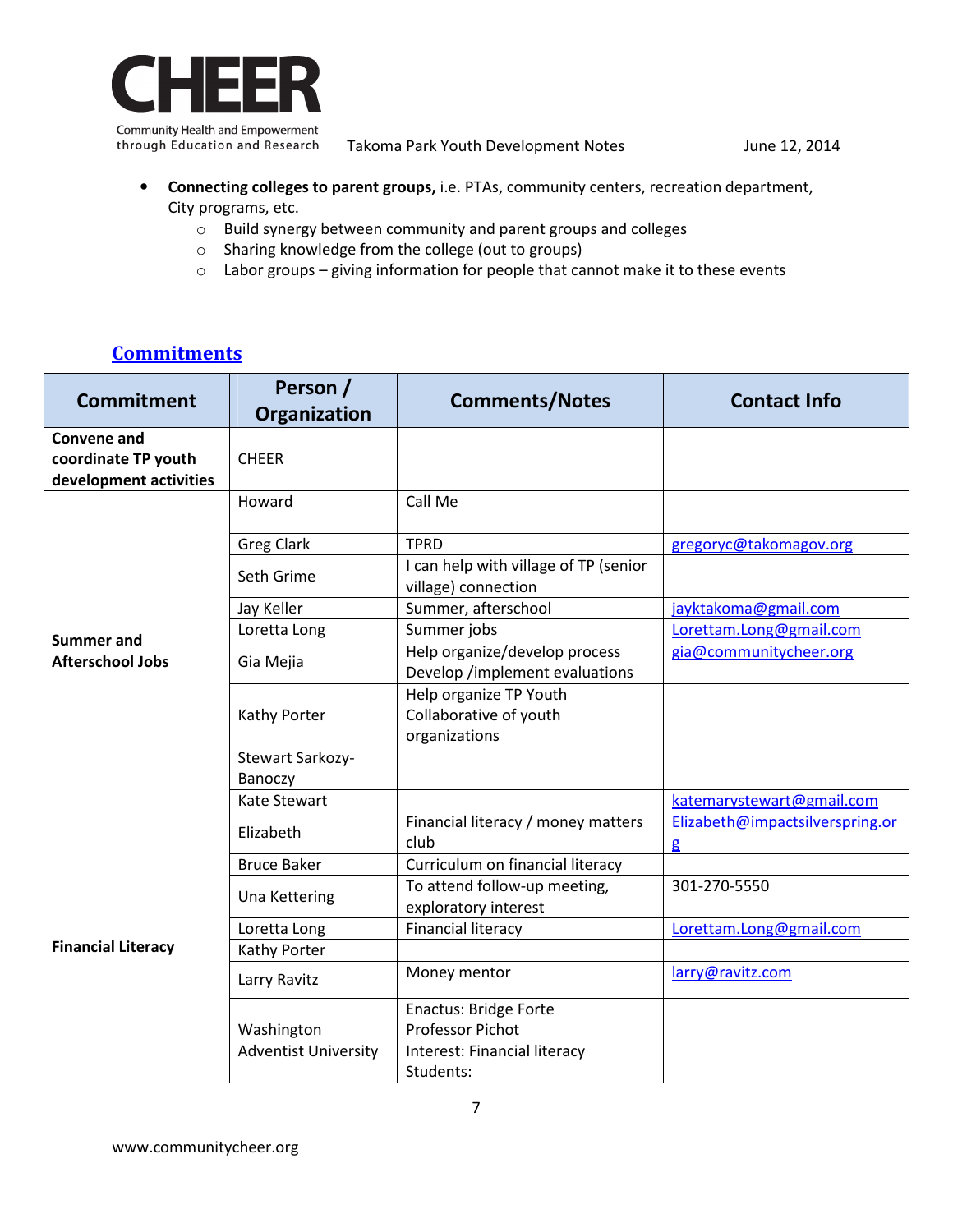- **Connecting colleges to parent groups,** i.e. PTAs, community centers, recreation department, City programs, etc.
  - Build synergy between community and parent groups and colleges
  - Sharing knowledge from the college (out to groups)
  - Labor groups – giving information for people that cannot make it to these events

## Commitments

| Commitment | Person / Organization | Comments/Notes | Contact Info |
|---|---|---|---|
| **Convene and coordinate TP youth development activities** | CHEER | | |
| **Summer and Afterschool Jobs** | Howard | Call Me | |
| | Greg Clark | TPRD | gregoryc@takomagov.org |
| | Seth Grime | I can help with village of TP (senior village) connection | |
| | Jay Keller | Summer, afterschool | jayktakoma@gmail.com |
| | Loretta Long | Summer jobs | Lorettam.Long@gmail.com |
| | Gia Mejia | Help organize/develop process Develop /implement evaluations | gia@communitycheer.org |
| | Kathy Porter | Help organize TP Youth Collaborative of youth organizations | |
| | Stewart Sarkozy-Banoczy | | |
| | Kate Stewart | | katemarystewart@gmail.com |
| **Financial Literacy** | Elizabeth | Financial literacy / money matters club | Elizabeth@impactsilverspring.org |
| | Bruce Baker | Curriculum on financial literacy | |
| | Una Kettering | To attend follow-up meeting, exploratory interest | 301-270-5550 |
| | Loretta Long | Financial literacy | Lorettam.Long@gmail.com |
| | Kathy Porter | | |
| | Larry Ravitz | Money mentor | larry@ravitz.com |
| | Washington Adventist University | Enactus: Bridge Forte Professor Pichot Interest: Financial literacy Students: | |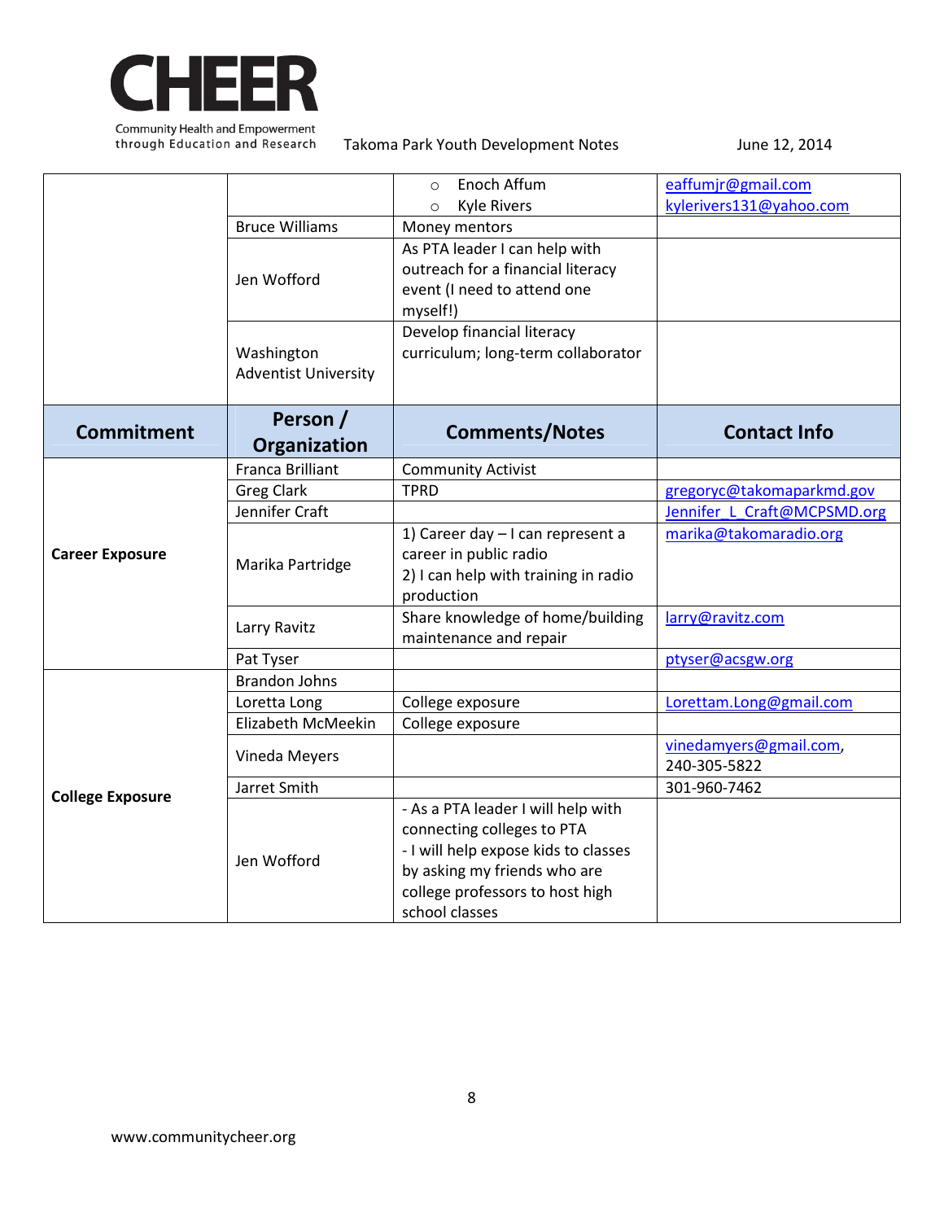| | | | |
|---|---|---|---|
| | | ○ Enoch Affum<br>○ Kyle Rivers | eaffumjr@gmail.com<br>kylerivers131@yahoo.com |
| | Bruce Williams | Money mentors | |
| | Jen Wofford | As PTA leader I can help with outreach for a financial literacy event (I need to attend one myself!) | |
| | Washington Adventist University | Develop financial literacy curriculum; long-term collaborator | |
| **Commitment** | **Person / Organization** | **Comments/Notes** | **Contact Info** |
| **Career Exposure** | Franca Brilliant | Community Activist | |
| | Greg Clark | TPRD | gregoryc@takomaparkmd.gov |
| | Jennifer Craft | | Jennifer_L_Craft@MCPSMD.org |
| | Marika Partridge | 1) Career day – I can represent a career in public radio<br>2) I can help with training in radio production | marika@takomaradio.org |
| | Larry Ravitz | Share knowledge of home/building maintenance and repair | larry@ravitz.com |
| | Pat Tyser | | ptyser@acsgw.org |
| **College Exposure** | Brandon Johns | | |
| | Loretta Long | College exposure | Lorettam.Long@gmail.com |
| | Elizabeth McMeekin | College exposure | |
| | Vineda Meyers | | vinedamyers@gmail.com, 240-305-5822 |
| | Jarret Smith | | 301-960-7462 |
| | Jen Wofford | - As a PTA leader I will help with connecting colleges to PTA<br>- I will help expose kids to classes by asking my friends who are college professors to host high school classes | |